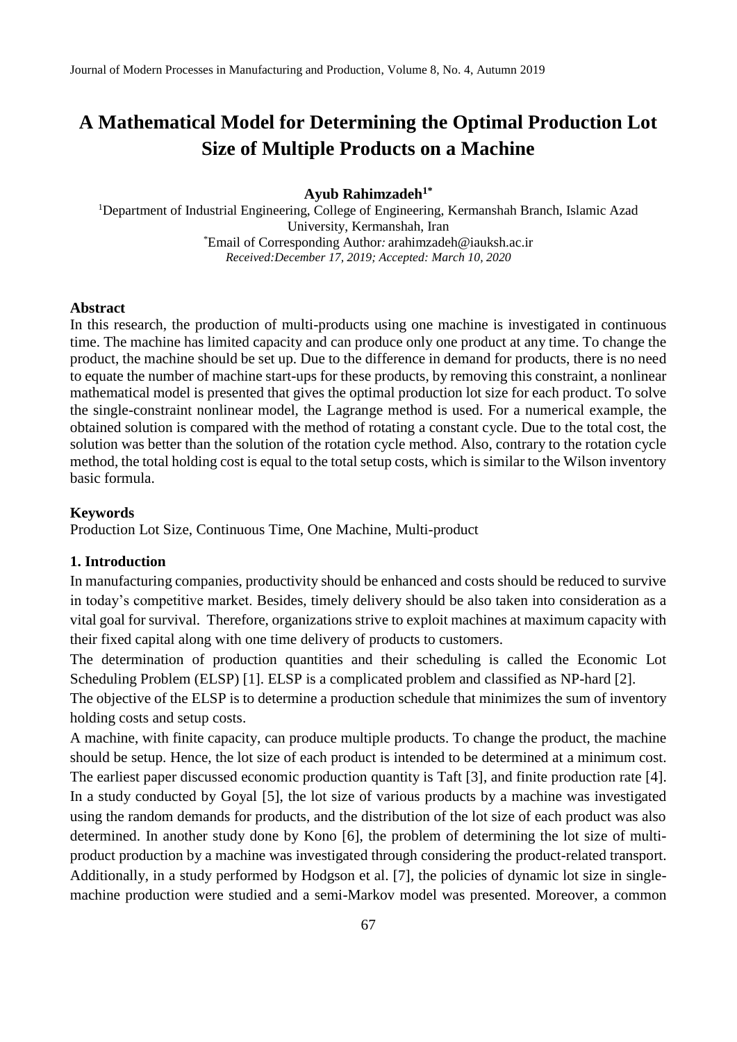# A Mathematical Model for Determining the Optimal Production Lot Size of Multiple Products on a Machine

**Ayub Rahimzadeh[1*]**

[1]Department of Industrial Engineering, College of Engineering, Kermanshah Branch, Islamic Azad University, Kermanshah, Iran

[*]Email of Corresponding Author: arahimzadeh@iauksh.ac.ir

*Received: December 17, 2019; Accepted: March 10, 2020*

## Abstract

In this research, the production of multi-products using one machine is investigated in continuous time. The machine has limited capacity and can produce only one product at any time. To change the product, the machine should be set up. Due to the difference in demand for products, there is no need to equate the number of machine start-ups for these products, by removing this constraint, a nonlinear mathematical model is presented that gives the optimal production lot size for each product. To solve the single-constraint nonlinear model, the Lagrange method is used. For a numerical example, the obtained solution is compared with the method of rotating a constant cycle. Due to the total cost, the solution was better than the solution of the rotation cycle method. Also, contrary to the rotation cycle method, the total holding cost is equal to the total setup costs, which is similar to the Wilson inventory basic formula.

## Keywords

Production Lot Size, Continuous Time, One Machine, Multi-product

## 1. Introduction

In manufacturing companies, productivity should be enhanced and costs should be reduced to survive in today's competitive market. Besides, timely delivery should be also taken into consideration as a vital goal for survival. Therefore, organizations strive to exploit machines at maximum capacity with their fixed capital along with one time delivery of products to customers.

The determination of production quantities and their scheduling is called the Economic Lot Scheduling Problem (ELSP) [1]. ELSP is a complicated problem and classified as NP-hard [2].

The objective of the ELSP is to determine a production schedule that minimizes the sum of inventory holding costs and setup costs.

A machine, with finite capacity, can produce multiple products. To change the product, the machine should be setup. Hence, the lot size of each product is intended to be determined at a minimum cost. The earliest paper discussed economic production quantity is Taft [3], and finite production rate [4]. In a study conducted by Goyal [5], the lot size of various products by a machine was investigated using the random demands for products, and the distribution of the lot size of each product was also determined. In another study done by Kono [6], the problem of determining the lot size of multi-product production by a machine was investigated through considering the product-related transport. Additionally, in a study performed by Hodgson et al. [7], the policies of dynamic lot size in single-machine production were studied and a semi-Markov model was presented. Moreover, a common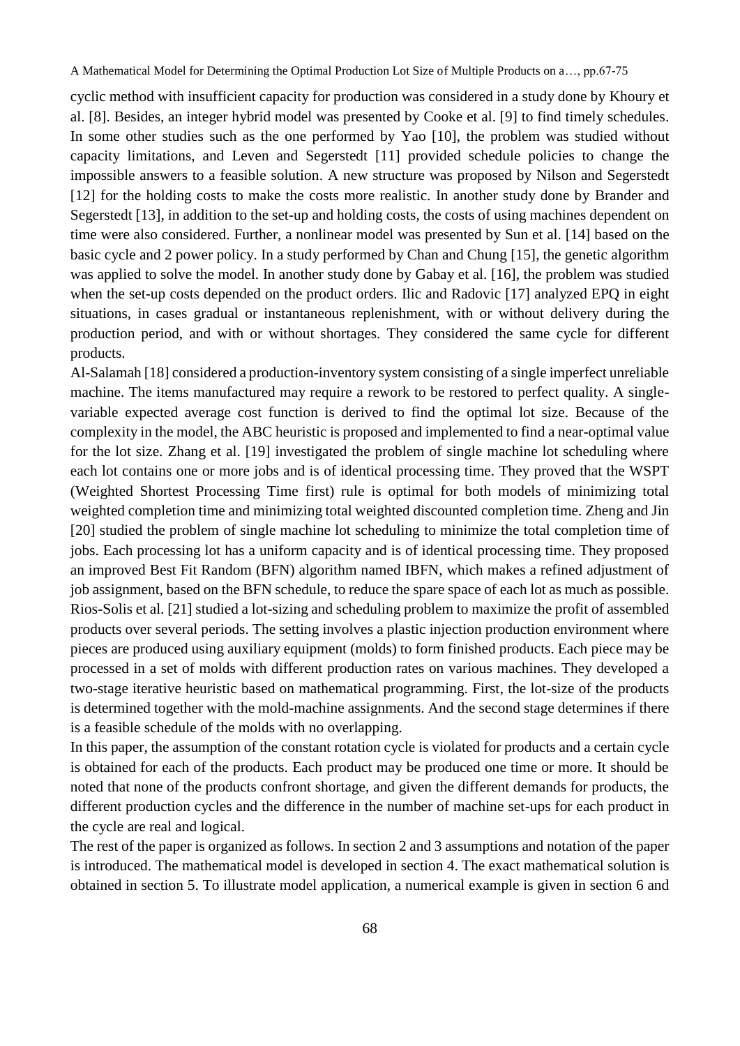cyclic method with insufficient capacity for production was considered in a study done by Khoury et al. [8]. Besides, an integer hybrid model was presented by Cooke et al. [9] to find timely schedules. In some other studies such as the one performed by Yao [10], the problem was studied without capacity limitations, and Leven and Segerstedt [11] provided schedule policies to change the impossible answers to a feasible solution. A new structure was proposed by Nilson and Segerstedt [12] for the holding costs to make the costs more realistic. In another study done by Brander and Segerstedt [13], in addition to the set-up and holding costs, the costs of using machines dependent on time were also considered. Further, a nonlinear model was presented by Sun et al. [14] based on the basic cycle and 2 power policy. In a study performed by Chan and Chung [15], the genetic algorithm was applied to solve the model. In another study done by Gabay et al. [16], the problem was studied when the set-up costs depended on the product orders. Ilic and Radovic [17] analyzed EPQ in eight situations, in cases gradual or instantaneous replenishment, with or without delivery during the production period, and with or without shortages. They considered the same cycle for different products.

Al-Salamah [18] considered a production-inventory system consisting of a single imperfect unreliable machine. The items manufactured may require a rework to be restored to perfect quality. A single-variable expected average cost function is derived to find the optimal lot size. Because of the complexity in the model, the ABC heuristic is proposed and implemented to find a near-optimal value for the lot size. Zhang et al. [19] investigated the problem of single machine lot scheduling where each lot contains one or more jobs and is of identical processing time. They proved that the WSPT (Weighted Shortest Processing Time first) rule is optimal for both models of minimizing total weighted completion time and minimizing total weighted discounted completion time. Zheng and Jin [20] studied the problem of single machine lot scheduling to minimize the total completion time of jobs. Each processing lot has a uniform capacity and is of identical processing time. They proposed an improved Best Fit Random (BFN) algorithm named IBFN, which makes a refined adjustment of job assignment, based on the BFN schedule, to reduce the spare space of each lot as much as possible. Rios-Solis et al. [21] studied a lot-sizing and scheduling problem to maximize the profit of assembled products over several periods. The setting involves a plastic injection production environment where pieces are produced using auxiliary equipment (molds) to form finished products. Each piece may be processed in a set of molds with different production rates on various machines. They developed a two-stage iterative heuristic based on mathematical programming. First, the lot-size of the products is determined together with the mold-machine assignments. And the second stage determines if there is a feasible schedule of the molds with no overlapping.

In this paper, the assumption of the constant rotation cycle is violated for products and a certain cycle is obtained for each of the products. Each product may be produced one time or more. It should be noted that none of the products confront shortage, and given the different demands for products, the different production cycles and the difference in the number of machine set-ups for each product in the cycle are real and logical.

The rest of the paper is organized as follows. In section 2 and 3 assumptions and notation of the paper is introduced. The mathematical model is developed in section 4. The exact mathematical solution is obtained in section 5. To illustrate model application, a numerical example is given in section 6 and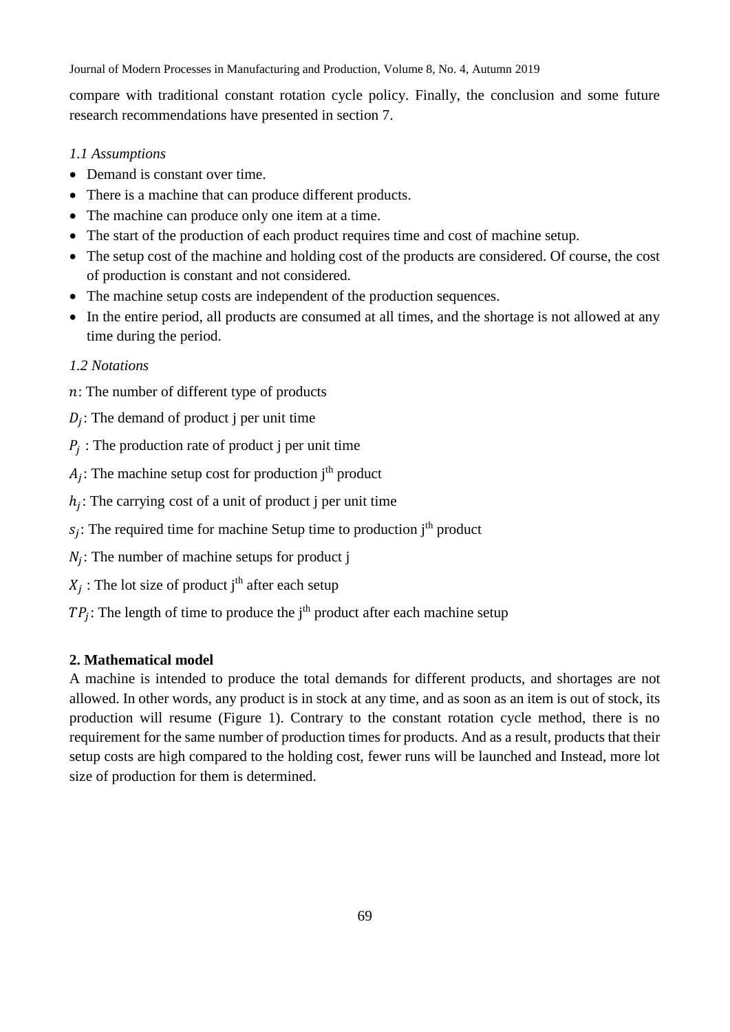compare with traditional constant rotation cycle policy. Finally, the conclusion and some future research recommendations have presented in section 7.

### *1.1 Assumptions*

- Demand is constant over time.
- There is a machine that can produce different products.
- The machine can produce only one item at a time.
- The start of the production of each product requires time and cost of machine setup.
- The setup cost of the machine and holding cost of the products are considered. Of course, the cost of production is constant and not considered.
- The machine setup costs are independent of the production sequences.
- In the entire period, all products are consumed at all times, and the shortage is not allowed at any time during the period.

### *1.2 Notations*

$n$: The number of different type of products

$D_j$: The demand of product j per unit time

$P_j$ : The production rate of product j per unit time

$A_j$: The machine setup cost for production j$^{th}$ product

$h_j$: The carrying cost of a unit of product j per unit time

$s_j$: The required time for machine Setup time to production j$^{th}$ product

$N_j$: The number of machine setups for product j

$X_j$ : The lot size of product j$^{th}$ after each setup

$TP_j$: The length of time to produce the j$^{th}$ product after each machine setup

## 2. Mathematical model

A machine is intended to produce the total demands for different products, and shortages are not allowed. In other words, any product is in stock at any time, and as soon as an item is out of stock, its production will resume (Figure 1). Contrary to the constant rotation cycle method, there is no requirement for the same number of production times for products. And as a result, products that their setup costs are high compared to the holding cost, fewer runs will be launched and Instead, more lot size of production for them is determined.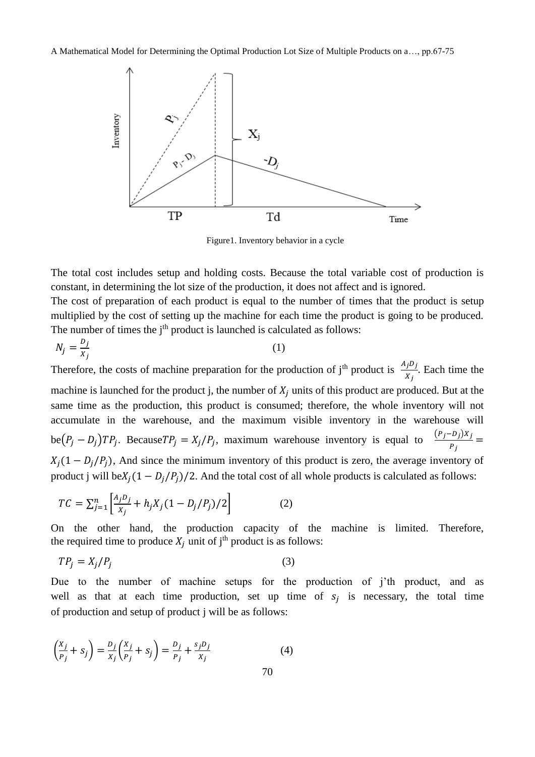Figure1. Inventory behavior in a cycle

The total cost includes setup and holding costs. Because the total variable cost of production is constant, in determining the lot size of the production, it does not affect and is ignored.

The cost of preparation of each product is equal to the number of times that the product is setup multiplied by the cost of setting up the machine for each time the product is going to be produced. The number of times the j[th] product is launched is calculated as follows:

$$N_j = \frac{D_j}{X_j} \qquad (1)$$

Therefore, the costs of machine preparation for the production of j[th] product is $\frac{A_j D_j}{X_j}$. Each time the machine is launched for the product j, the number of $X_j$ units of this product are produced. But at the same time as the production, this product is consumed; therefore, the whole inventory will not accumulate in the warehouse, and the maximum visible inventory in the warehouse will be $(P_j - D_j)TP_j$. Because $TP_j = X_j/P_j$, maximum warehouse inventory is equal to $\frac{(P_j - D_j)X_j}{P_j} = X_j(1 - D_j/P_j)$, And since the minimum inventory of this product is zero, the average inventory of product j will be $X_j(1 - D_j/P_j)/2$. And the total cost of all whole products is calculated as follows:

$$TC = \sum_{j=1}^{n} \left[ \frac{A_j D_j}{X_j} + h_j X_j (1 - D_j/P_j)/2 \right] \qquad (2)$$

On the other hand, the production capacity of the machine is limited. Therefore, the required time to produce $X_j$ unit of j[th] product is as follows:

$$TP_j = X_j/P_j \qquad (3)$$

Due to the number of machine setups for the production of j'th product, and as well as that at each time production, set up time of $s_j$ is necessary, the total time of production and setup of product j will be as follows:

$$\left(\frac{X_j}{P_j} + s_j\right) = \frac{D_j}{X_j}\left(\frac{X_j}{P_j} + s_j\right) = \frac{D_j}{P_j} + \frac{s_j D_j}{X_j} \qquad (4)$$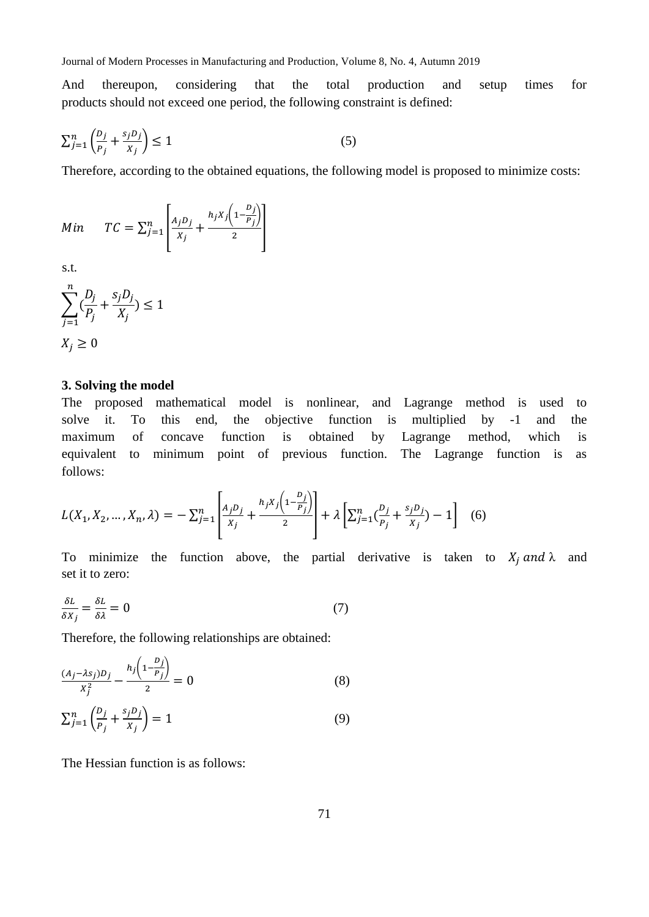And thereupon, considering that the total production and setup times for products should not exceed one period, the following constraint is defined:

$$\sum_{j=1}^{n}\left(\frac{D_j}{P_j}+\frac{s_jD_j}{X_j}\right)\leq 1 \qquad (5)$$

Therefore, according to the obtained equations, the following model is proposed to minimize costs:

$$Min \qquad TC=\sum_{j=1}^{n}\left[\frac{A_jD_j}{X_j}+\frac{h_jX_j\left(1-\frac{D_j}{P_j}\right)}{2}\right]$$

s.t.

$$\sum_{j=1}^{n}\left(\frac{D_j}{P_j}+\frac{s_jD_j}{X_j}\right)\leq 1$$

$$X_j\geq 0$$

### 3. Solving the model

The proposed mathematical model is nonlinear, and Lagrange method is used to solve it. To this end, the objective function is multiplied by -1 and the maximum of concave function is obtained by Lagrange method, which is equivalent to minimum point of previous function. The Lagrange function is as follows:

$$L(X_1,X_2,\dots,X_n,\lambda)=-\sum_{j=1}^{n}\left[\frac{A_jD_j}{X_j}+\frac{h_jX_j\left(1-\frac{D_j}{P_j}\right)}{2}\right]+\lambda\left[\sum_{j=1}^{n}\left(\frac{D_j}{P_j}+\frac{s_jD_j}{X_j}\right)-1\right] \quad (6)$$

To minimize the function above, the partial derivative is taken to $X_j$ *and* $\lambda$ and set it to zero:

$$\frac{\delta L}{\delta X_j}=\frac{\delta L}{\delta \lambda}=0 \qquad (7)$$

Therefore, the following relationships are obtained:

$$\frac{(A_j-\lambda s_j)D_j}{X_j^2}-\frac{h_j\left(1-\frac{D_j}{P_j}\right)}{2}=0 \qquad (8)$$

$$\sum_{j=1}^{n}\left(\frac{D_j}{P_j}+\frac{s_jD_j}{X_j}\right)=1 \qquad (9)$$

The Hessian function is as follows: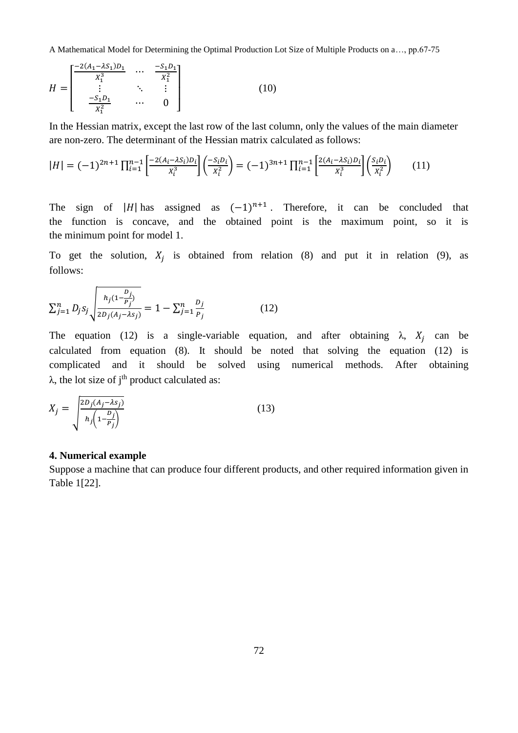$$H = \begin{bmatrix} \frac{-2(A_1-\lambda S_1)D_1}{X_1^3} & \cdots & \frac{-S_1 D_1}{X_1^2} \\ \vdots & \ddots & \vdots \\ \frac{-S_1 D_1}{X_1^2} & \cdots & 0 \end{bmatrix} \tag{10}$$

In the Hessian matrix, except the last row of the last column, only the values of the main diameter are non-zero. The determinant of the Hessian matrix calculated as follows:

$$|H| = (-1)^{2n+1} \prod_{i=1}^{n-1} \left[\frac{-2(A_i-\lambda S_i)D_i}{X_i^3}\right] \left(\frac{-S_i D_i}{X_i^2}\right) = (-1)^{3n+1} \prod_{i=1}^{n-1} \left[\frac{2(A_i-\lambda S_i)D_i}{X_i^3}\right] \left(\frac{S_i D_i}{X_i^2}\right) \tag{11}$$

The sign of $|H|$ has assigned as $(-1)^{n+1}$. Therefore, it can be concluded that the function is concave, and the obtained point is the maximum point, so it is the minimum point for model 1.

To get the solution, $X_j$ is obtained from relation (8) and put it in relation (9), as follows:

$$\sum_{j=1}^{n} D_j s_j \sqrt{\frac{h_j(1-\frac{D_j}{P_j})}{2D_j(A_j-\lambda s_j)}} = 1 - \sum_{j=1}^{n} \frac{D_j}{P_j} \tag{12}$$

The equation (12) is a single-variable equation, and after obtaining λ, $X_j$ can be calculated from equation (8). It should be noted that solving the equation (12) is complicated and it should be solved using numerical methods. After obtaining λ, the lot size of j^th product calculated as:

$$X_j = \sqrt{\frac{2D_j(A_j-\lambda s_j)}{h_j\left(1-\frac{D_j}{P_j}\right)}} \tag{13}$$

## 4. Numerical example

Suppose a machine that can produce four different products, and other required information given in Table 1[22].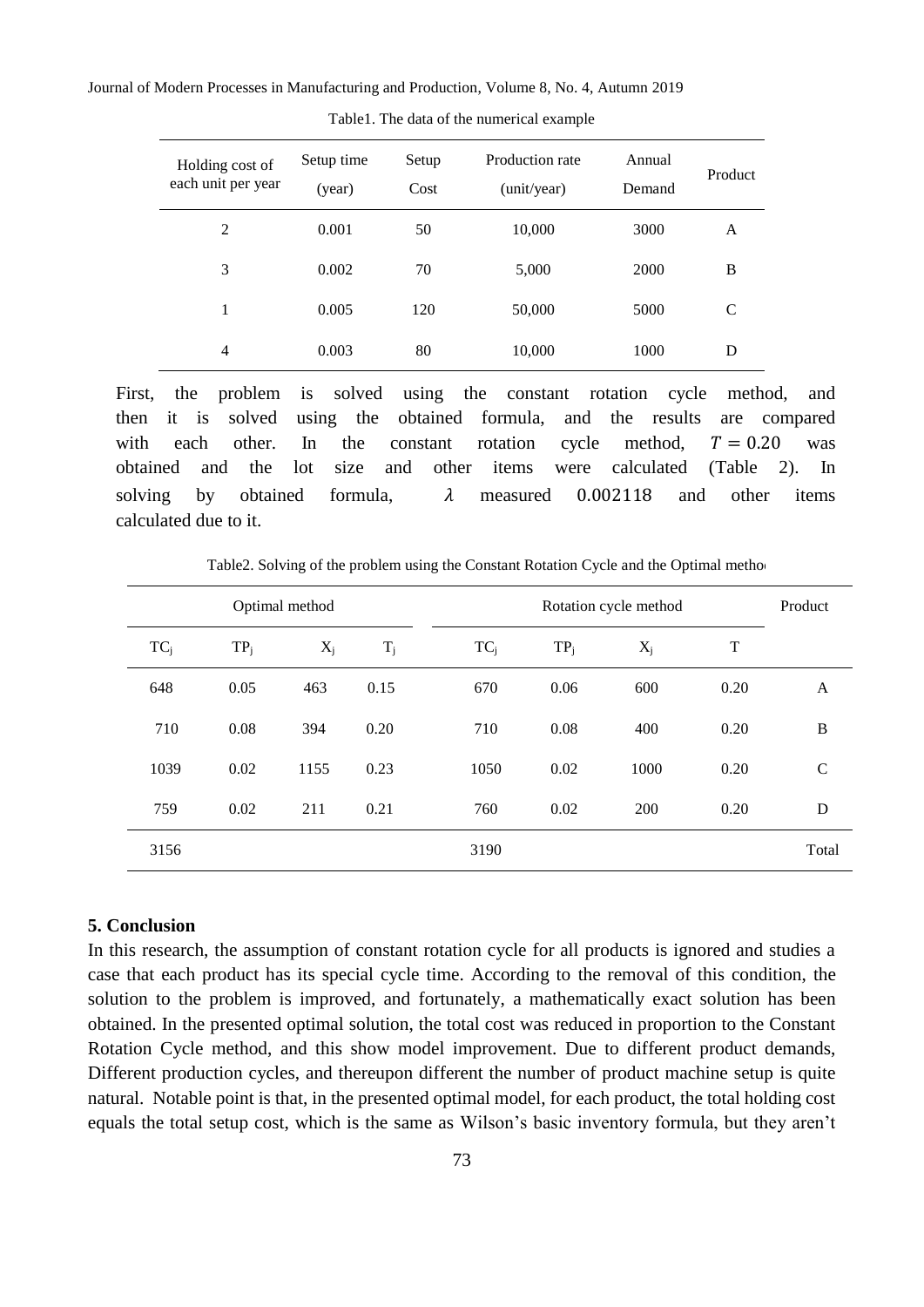Table1. The data of the numerical example

| Holding cost of each unit per year | Setup time (year) | Setup Cost | Production rate (unit/year) | Annual Demand | Product |
|---|---|---|---|---|---|
| 2 | 0.001 | 50 | 10,000 | 3000 | A |
| 3 | 0.002 | 70 | 5,000 | 2000 | B |
| 1 | 0.005 | 120 | 50,000 | 5000 | C |
| 4 | 0.003 | 80 | 10,000 | 1000 | D |

First, the problem is solved using the constant rotation cycle method, and then it is solved using the obtained formula, and the results are compared with each other. In the constant rotation cycle method, $T = 0.20$ was obtained and the lot size and other items were calculated (Table 2). In solving by obtained formula, $\lambda$ measured $0.002118$ and other items calculated due to it.

Table2. Solving of the problem using the Constant Rotation Cycle and the Optimal metho

| Optimal method | | | | Rotation cycle method | | | | Product |
|---|---|---|---|---|---|---|---|---|
| $TC_j$ | $TP_j$ | $X_j$ | $T_j$ | $TC_j$ | $TP_j$ | $X_j$ | T | |
| 648 | 0.05 | 463 | 0.15 | 670 | 0.06 | 600 | 0.20 | A |
| 710 | 0.08 | 394 | 0.20 | 710 | 0.08 | 400 | 0.20 | B |
| 1039 | 0.02 | 1155 | 0.23 | 1050 | 0.02 | 1000 | 0.20 | C |
| 759 | 0.02 | 211 | 0.21 | 760 | 0.02 | 200 | 0.20 | D |
| 3156 | | | | 3190 | | | | Total |

## 5. Conclusion

In this research, the assumption of constant rotation cycle for all products is ignored and studies a case that each product has its special cycle time. According to the removal of this condition, the solution to the problem is improved, and fortunately, a mathematically exact solution has been obtained. In the presented optimal solution, the total cost was reduced in proportion to the Constant Rotation Cycle method, and this show model improvement. Due to different product demands, Different production cycles, and thereupon different the number of product machine setup is quite natural. Notable point is that, in the presented optimal model, for each product, the total holding cost equals the total setup cost, which is the same as Wilson's basic inventory formula, but they aren't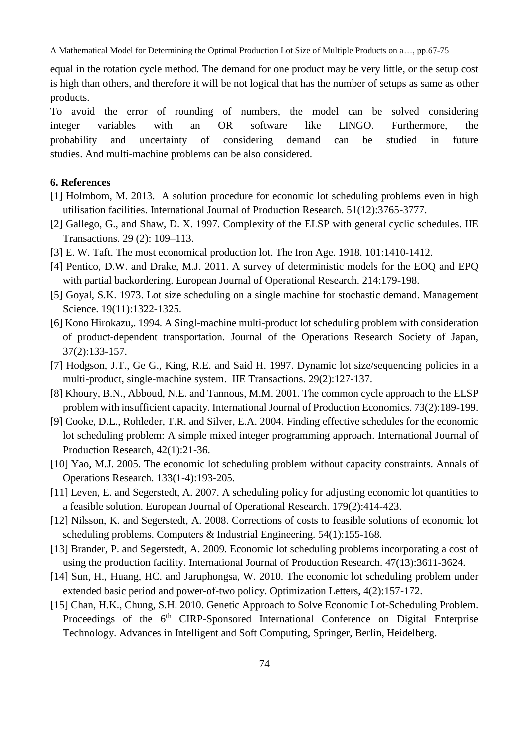equal in the rotation cycle method. The demand for one product may be very little, or the setup cost is high than others, and therefore it will be not logical that has the number of setups as same as other products.

To avoid the error of rounding of numbers, the model can be solved considering integer variables with an OR software like LINGO. Furthermore, the probability and uncertainty of considering demand can be studied in future studies. And multi-machine problems can be also considered.

### 6. References

[1] Holmbom, M. 2013. A solution procedure for economic lot scheduling problems even in high utilisation facilities. International Journal of Production Research. 51(12):3765-3777.

[2] Gallego, G., and Shaw, D. X. 1997. Complexity of the ELSP with general cyclic schedules. IIE Transactions. 29 (2): 109–113.

[3] E. W. Taft. The most economical production lot. The Iron Age. 1918. 101:1410-1412.

[4] Pentico, D.W. and Drake, M.J. 2011. A survey of deterministic models for the EOQ and EPQ with partial backordering. European Journal of Operational Research. 214:179-198.

[5] Goyal, S.K. 1973. Lot size scheduling on a single machine for stochastic demand. Management Science. 19(11):1322-1325.

[6] Kono Hirokazu,. 1994. A Singl-machine multi-product lot scheduling problem with consideration of product-dependent transportation. Journal of the Operations Research Society of Japan, 37(2):133-157.

[7] Hodgson, J.T., Ge G., King, R.E. and Said H. 1997. Dynamic lot size/sequencing policies in a multi-product, single-machine system. IIE Transactions. 29(2):127-137.

[8] Khoury, B.N., Abboud, N.E. and Tannous, M.M. 2001. The common cycle approach to the ELSP problem with insufficient capacity. International Journal of Production Economics. 73(2):189-199.

[9] Cooke, D.L., Rohleder, T.R. and Silver, E.A. 2004. Finding effective schedules for the economic lot scheduling problem: A simple mixed integer programming approach. International Journal of Production Research, 42(1):21-36.

[10] Yao, M.J. 2005. The economic lot scheduling problem without capacity constraints. Annals of Operations Research. 133(1-4):193-205.

[11] Leven, E. and Segerstedt, A. 2007. A scheduling policy for adjusting economic lot quantities to a feasible solution. European Journal of Operational Research. 179(2):414-423.

[12] Nilsson, K. and Segerstedt, A. 2008. Corrections of costs to feasible solutions of economic lot scheduling problems. Computers & Industrial Engineering. 54(1):155-168.

[13] Brander, P. and Segerstedt, A. 2009. Economic lot scheduling problems incorporating a cost of using the production facility. International Journal of Production Research. 47(13):3611-3624.

[14] Sun, H., Huang, HC. and Jaruphongsa, W. 2010. The economic lot scheduling problem under extended basic period and power-of-two policy. Optimization Letters, 4(2):157-172.

[15] Chan, H.K., Chung, S.H. 2010. Genetic Approach to Solve Economic Lot-Scheduling Problem. Proceedings of the 6th CIRP-Sponsored International Conference on Digital Enterprise Technology. Advances in Intelligent and Soft Computing, Springer, Berlin, Heidelberg.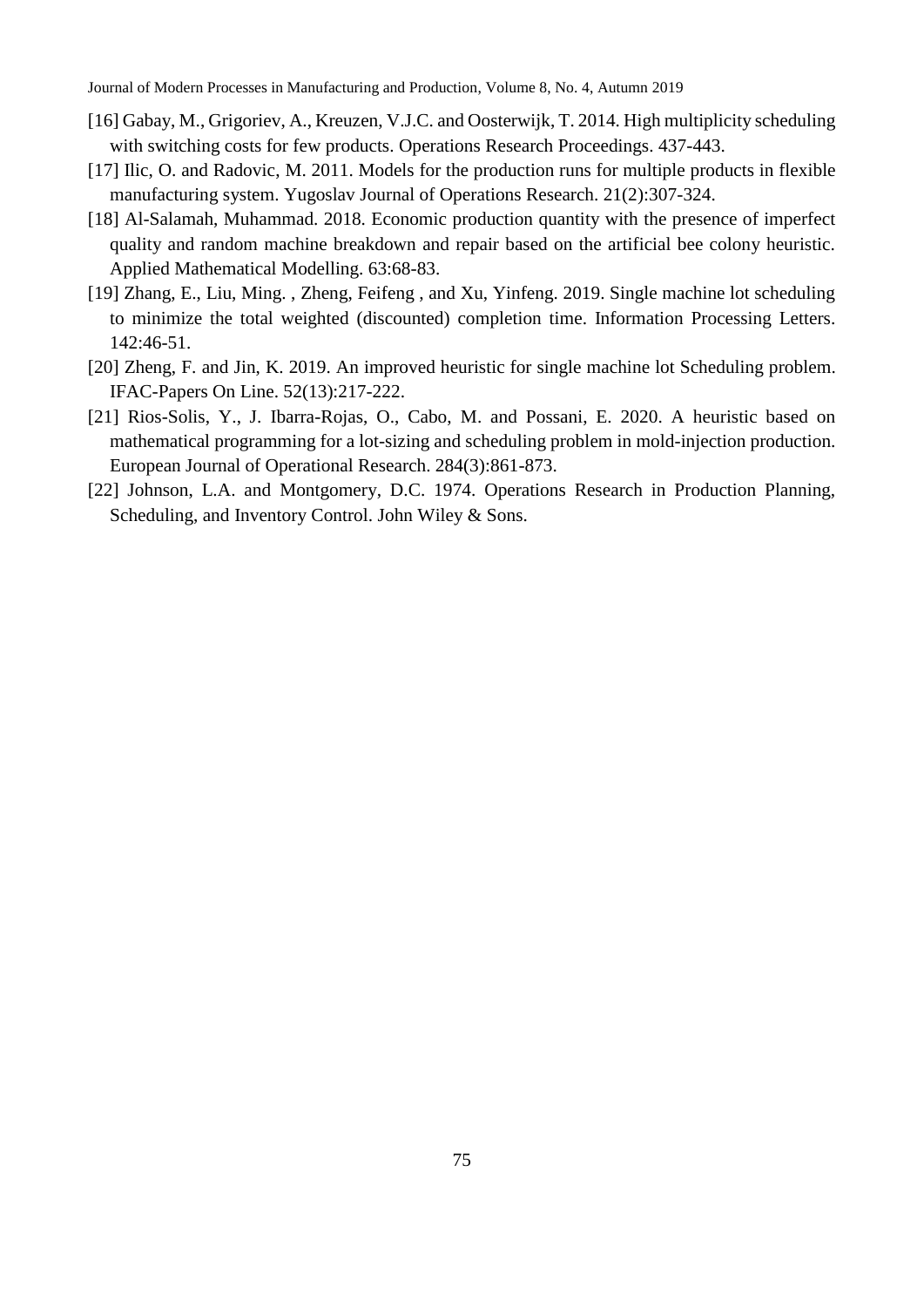[16] Gabay, M., Grigoriev, A., Kreuzen, V.J.C. and Oosterwijk, T. 2014. High multiplicity scheduling with switching costs for few products. Operations Research Proceedings. 437-443.

[17] Ilic, O. and Radovic, M. 2011. Models for the production runs for multiple products in flexible manufacturing system. Yugoslav Journal of Operations Research. 21(2):307-324.

[18] Al-Salamah, Muhammad. 2018. Economic production quantity with the presence of imperfect quality and random machine breakdown and repair based on the artificial bee colony heuristic. Applied Mathematical Modelling. 63:68-83.

[19] Zhang, E., Liu, Ming. , Zheng, Feifeng , and Xu, Yinfeng. 2019. Single machine lot scheduling to minimize the total weighted (discounted) completion time. Information Processing Letters. 142:46-51.

[20] Zheng, F. and Jin, K. 2019. An improved heuristic for single machine lot Scheduling problem. IFAC-Papers On Line. 52(13):217-222.

[21] Rios-Solis, Y., J. Ibarra-Rojas, O., Cabo, M. and Possani, E. 2020. A heuristic based on mathematical programming for a lot-sizing and scheduling problem in mold-injection production. European Journal of Operational Research. 284(3):861-873.

[22] Johnson, L.A. and Montgomery, D.C. 1974. Operations Research in Production Planning, Scheduling, and Inventory Control. John Wiley & Sons.